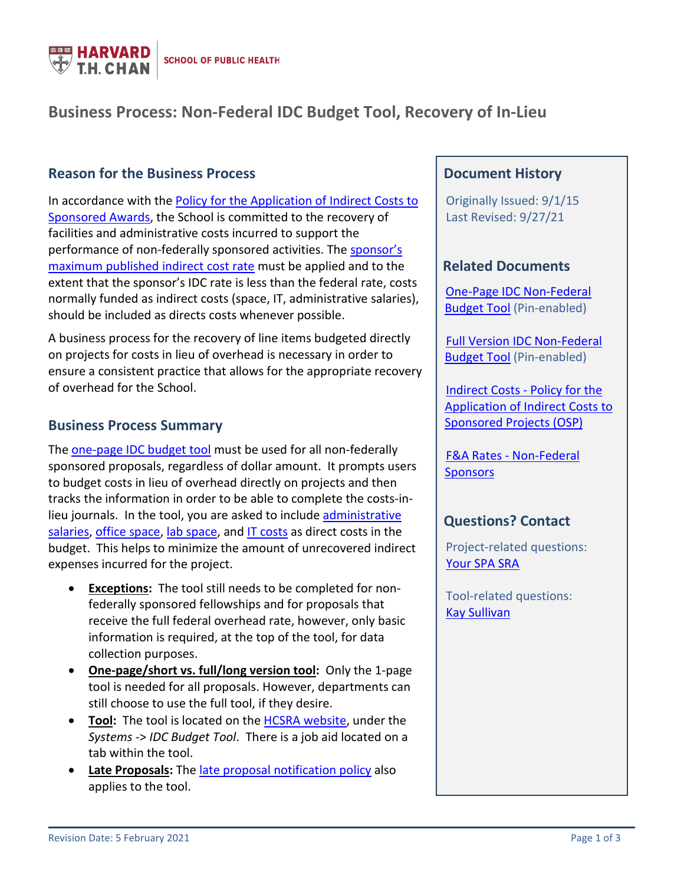# Business Process: Non-Federal IDC Budget Tool, Recovery of In-Lieu

## Reason for the Business Process

In accordance with the Policy for the Application of Indirect Costs to Sponsored Awards, the School is committed to the recovery of facilities and administrative costs incurred to support the performance of non-federally sponsored activities. The sponsor's maximum published indirect cost rate must be applied and to the extent that the sponsor's IDC rate is less than the federal rate, costs normally funded as indirect costs (space, IT, administrative salaries), should be included as directs costs whenever possible.

A business process for the recovery of line items budgeted directly on projects for costs in lieu of overhead is necessary in order to ensure a consistent practice that allows for the appropriate recovery of overhead for the School.

## Business Process Summary

The one-page IDC budget tool must be used for all non-federally sponsored proposals, regardless of dollar amount. It prompts users to budget costs in lieu of overhead directly on projects and then tracks the information in order to be able to complete the costs-in-lieu journals. In the tool, you are asked to include administrative salaries, office space, lab space, and IT costs as direct costs in the budget. This helps to minimize the amount of unrecovered indirect expenses incurred for the project.

- **Exceptions:** The tool still needs to be completed for non-federally sponsored fellowships and for proposals that receive the full federal overhead rate, however, only basic information is required, at the top of the tool, for data collection purposes.
- **One-page/short vs. full/long version tool:** Only the 1-page tool is needed for all proposals. However, departments can still choose to use the full tool, if they desire.
- **Tool:** The tool is located on the HCSRA website, under the *Systems -> IDC Budget Tool*. There is a job aid located on a tab within the tool.
- **Late Proposals:** The late proposal notification policy also applies to the tool.

## Document History

Originally Issued: 9/1/15
Last Revised: 9/27/21

## Related Documents

One-Page IDC Non-Federal Budget Tool (Pin-enabled)

Full Version IDC Non-Federal Budget Tool (Pin-enabled)

Indirect Costs - Policy for the Application of Indirect Costs to Sponsored Projects (OSP)

F&A Rates - Non-Federal Sponsors

## Questions? Contact

Project-related questions:
Your SPA SRA

Tool-related questions:
Kay Sullivan

Revision Date: 5 February 2021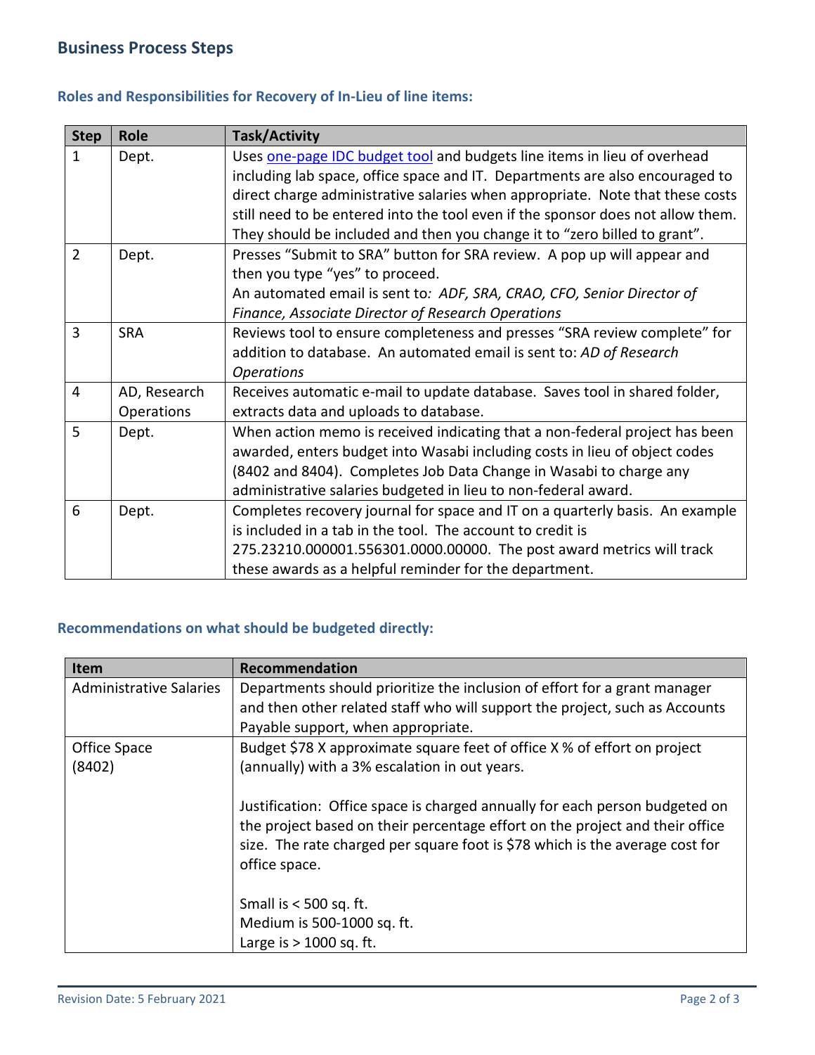## Business Process Steps

### Roles and Responsibilities for Recovery of In-Lieu of line items:

| Step | Role | Task/Activity |
|---|---|---|
| 1 | Dept. | Uses one-page IDC budget tool and budgets line items in lieu of overhead including lab space, office space and IT. Departments are also encouraged to direct charge administrative salaries when appropriate. Note that these costs still need to be entered into the tool even if the sponsor does not allow them. They should be included and then you change it to "zero billed to grant". |
| 2 | Dept. | Presses "Submit to SRA" button for SRA review. A pop up will appear and then you type "yes" to proceed.<br>An automated email is sent to*: ADF, SRA, CRAO, CFO, Senior Director of Finance, Associate Director of Research Operations* |
| 3 | SRA | Reviews tool to ensure completeness and presses "SRA review complete" for addition to database. An automated email is sent to: *AD of Research Operations* |
| 4 | AD, Research Operations | Receives automatic e-mail to update database. Saves tool in shared folder, extracts data and uploads to database. |
| 5 | Dept. | When action memo is received indicating that a non-federal project has been awarded, enters budget into Wasabi including costs in lieu of object codes (8402 and 8404). Completes Job Data Change in Wasabi to charge any administrative salaries budgeted in lieu to non-federal award. |
| 6 | Dept. | Completes recovery journal for space and IT on a quarterly basis. An example is included in a tab in the tool. The account to credit is 275.23210.000001.556301.0000.00000. The post award metrics will track these awards as a helpful reminder for the department. |

### Recommendations on what should be budgeted directly:

| Item | Recommendation |
|---|---|
| Administrative Salaries | Departments should prioritize the inclusion of effort for a grant manager and then other related staff who will support the project, such as Accounts Payable support, when appropriate. |
| Office Space (8402) | Budget $78 X approximate square feet of office X % of effort on project (annually) with a 3% escalation in out years.<br><br>Justification: Office space is charged annually for each person budgeted on the project based on their percentage effort on the project and their office size. The rate charged per square foot is $78 which is the average cost for office space.<br><br>Small is < 500 sq. ft.<br>Medium is 500-1000 sq. ft.<br>Large is > 1000 sq. ft. |

Revision Date: 5 February 2021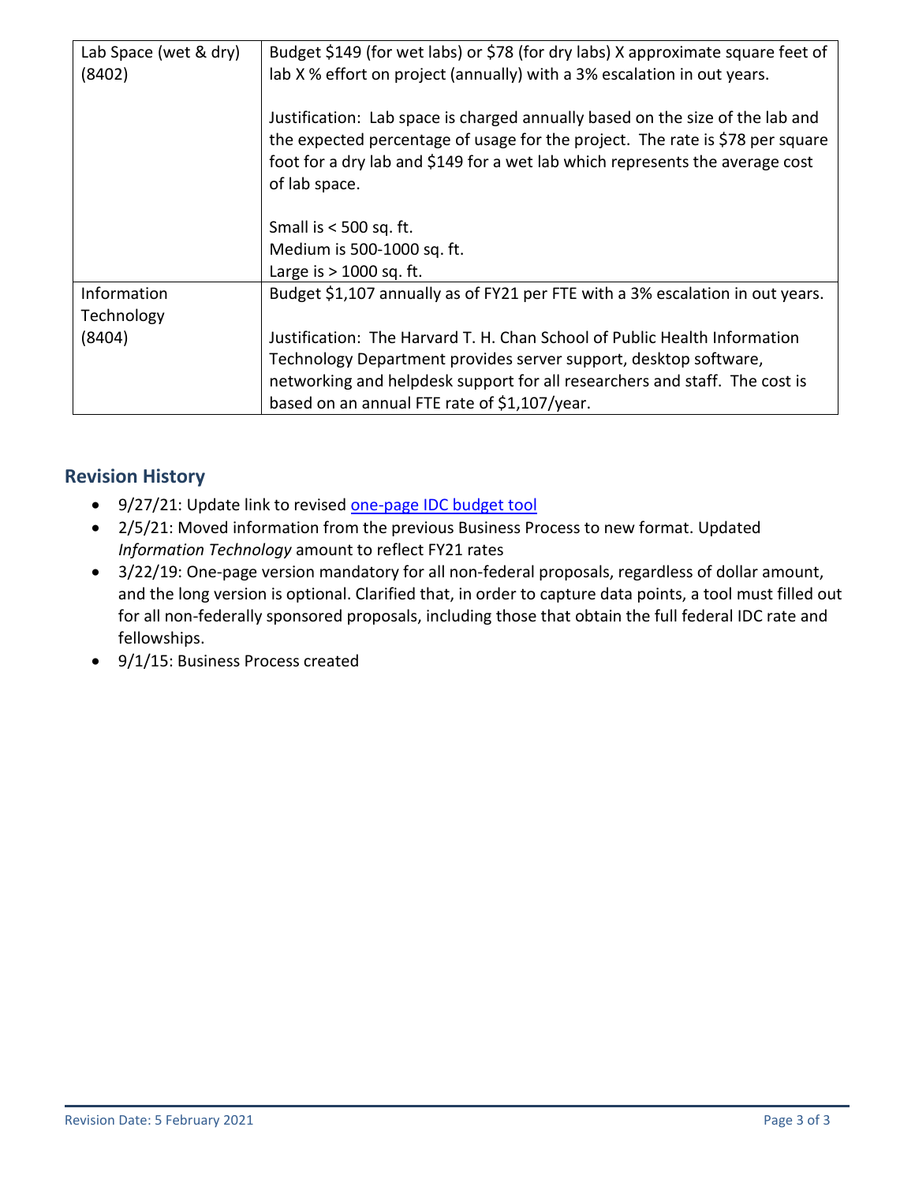| | |
|---|---|
| Lab Space (wet & dry) (8402) | Budget $149 (for wet labs) or $78 (for dry labs) X approximate square feet of lab X % effort on project (annually) with a 3% escalation in out years.<br><br>Justification: Lab space is charged annually based on the size of the lab and the expected percentage of usage for the project. The rate is $78 per square foot for a dry lab and $149 for a wet lab which represents the average cost of lab space.<br><br>Small is < 500 sq. ft.<br>Medium is 500-1000 sq. ft.<br>Large is > 1000 sq. ft. |
| Information Technology (8404) | Budget $1,107 annually as of FY21 per FTE with a 3% escalation in out years.<br><br>Justification: The Harvard T. H. Chan School of Public Health Information Technology Department provides server support, desktop software, networking and helpdesk support for all researchers and staff. The cost is based on an annual FTE rate of $1,107/year. |

## Revision History

- 9/27/21: Update link to revised one-page IDC budget tool
- 2/5/21: Moved information from the previous Business Process to new format. Updated *Information Technology* amount to reflect FY21 rates
- 3/22/19: One-page version mandatory for all non-federal proposals, regardless of dollar amount, and the long version is optional. Clarified that, in order to capture data points, a tool must filled out for all non-federally sponsored proposals, including those that obtain the full federal IDC rate and fellowships.
- 9/1/15: Business Process created